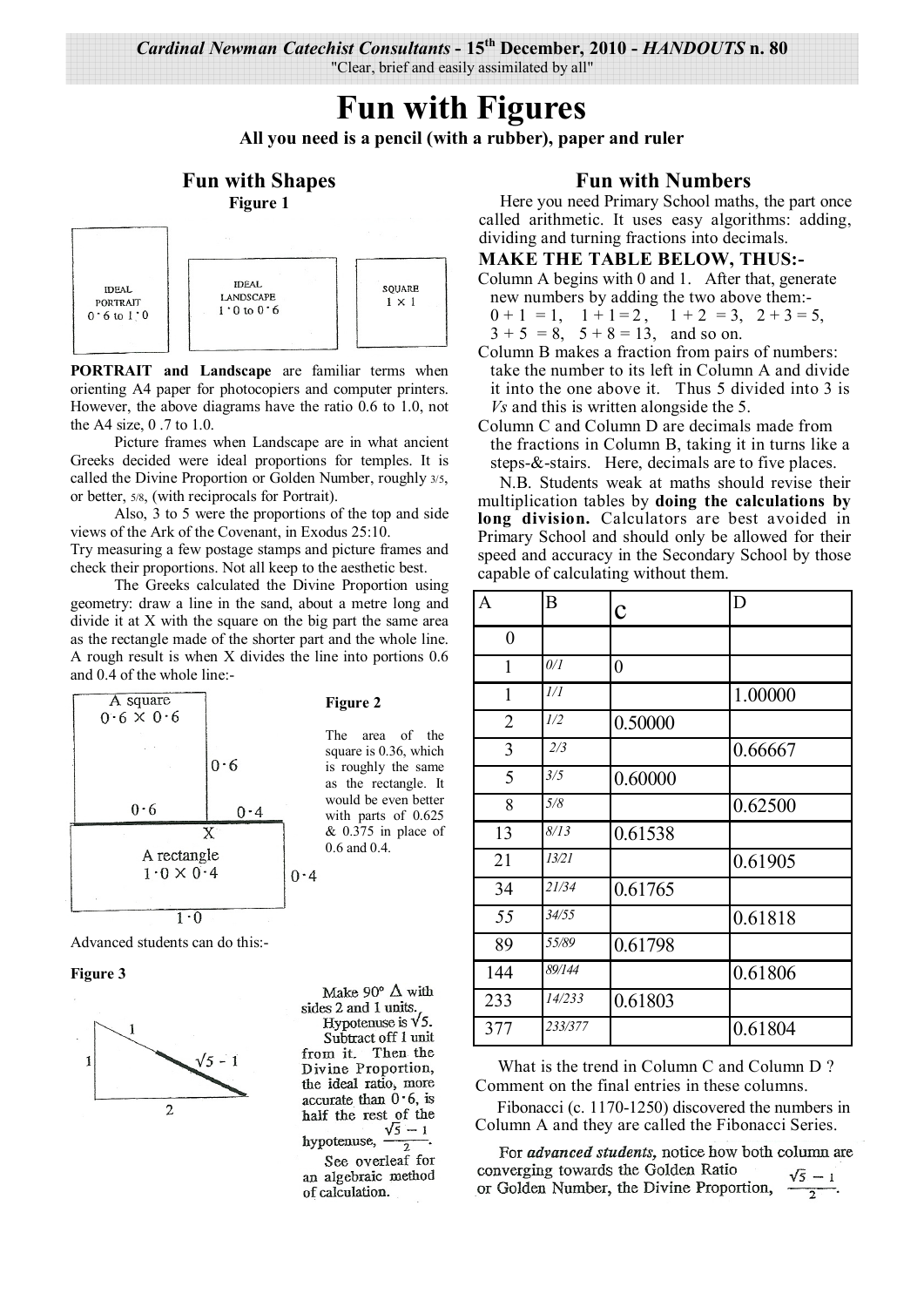*Cardinal Newman Catechist Consultants* - **15th December, 2010** - ***HANDOUTS* n. 80**

"Clear, brief and easily assimilated by all"

# Fun with Figures

**All you need is a pencil (with a rubber), paper and ruler**

## Fun with Shapes

**Figure 1**

IDEAL PORTRAIT 0·6 to 1·0

IDEAL LANDSCAPE 1·0 to 0·6

SQUARE 1 × 1

**PORTRAIT and Landscape** are familiar terms when orienting A4 paper for photocopiers and computer printers. However, the above diagrams have the ratio 0.6 to 1.0, not the A4 size, 0 .7 to 1.0.

Picture frames when Landscape are in what ancient Greeks decided were ideal proportions for temples. It is called the Divine Proportion or Golden Number, roughly 3/5, or better, 5/8, (with reciprocals for Portrait).

Also, 3 to 5 were the proportions of the top and side views of the Ark of the Covenant, in Exodus 25:10.

Try measuring a few postage stamps and picture frames and check their proportions. Not all keep to the aesthetic best.

The Greeks calculated the Divine Proportion using geometry: draw a line in the sand, about a metre long and divide it at X with the square on the big part the same area as the rectangle made of the shorter part and the whole line. A rough result is when X divides the line into portions 0.6 and 0.4 of the whole line:-

A square 0·6 × 0·6; 0·6; 0·6; 0·4; X; A rectangle 1·0 × 0·4; 0·4; 1·0

**Figure 2**

The area of the square is 0.36, which is roughly the same as the rectangle. It would be even better with parts of 0.625 & 0.375 in place of 0.6 and 0.4.

Advanced students can do this:-

**Figure 3**

1; 1; $\sqrt{5}-1$; 2

Make 90° Δ with sides 2 and 1 units. Hypotenuse is $\sqrt{5}$. Subtract off 1 unit from it. Then the Divine Proportion, the ideal ratio, more accurate than 0·6, is half the rest of the hypotenuse, $\frac{\sqrt{5}-1}{2}$.

See overleaf for an algebraic method of calculation.

## Fun with Numbers

Here you need Primary School maths, the part once called arithmetic. It uses easy algorithms: adding, dividing and turning fractions into decimals.

**MAKE THE TABLE BELOW, THUS:-**

Column A begins with 0 and 1. After that, generate new numbers by adding the two above them:- $0 + 1 = 1$, $1 + 1 = 2$, $1 + 2 = 3$, $2 + 3 = 5$, $3 + 5 = 8$, $5 + 8 = 13$, and so on.

Column B makes a fraction from pairs of numbers: take the number to its left in Column A and divide it into the one above it. Thus 5 divided into 3 is *Vs* and this is written alongside the 5.

Column C and Column D are decimals made from the fractions in Column B, taking it in turns like a steps-&-stairs. Here, decimals are to five places.

N.B. Students weak at maths should revise their multiplication tables by **doing the calculations by long division.** Calculators are best avoided in Primary School and should only be allowed for their speed and accuracy in the Secondary School by those capable of calculating without them.

| A | B | C | D |
|---|---|---|---|
| 0 | | | |
| 1 | *0/1* | 0 | |
| 1 | *1/1* | | 1.00000 |
| 2 | *1/2* | 0.50000 | |
| 3 | *2/3* | | 0.66667 |
| 5 | *3/5* | 0.60000 | |
| 8 | *5/8* | | 0.62500 |
| 13 | *8/13* | 0.61538 | |
| 21 | *13/21* | | 0.61905 |
| 34 | *21/34* | 0.61765 | |
| 55 | *34/55* | | 0.61818 |
| 89 | *55/89* | 0.61798 | |
| 144 | *89/144* | | 0.61806 |
| 233 | *14/233* | 0.61803 | |
| 377 | *233/377* | | 0.61804 |

What is the trend in Column C and Column D ? Comment on the final entries in these columns.

Fibonacci (c. 1170-1250) discovered the numbers in Column A and they are called the Fibonacci Series.

For ***advanced students,*** notice how both column are converging towards the Golden Ratio or Golden Number, the Divine Proportion, $\frac{\sqrt{5}-1}{2}$.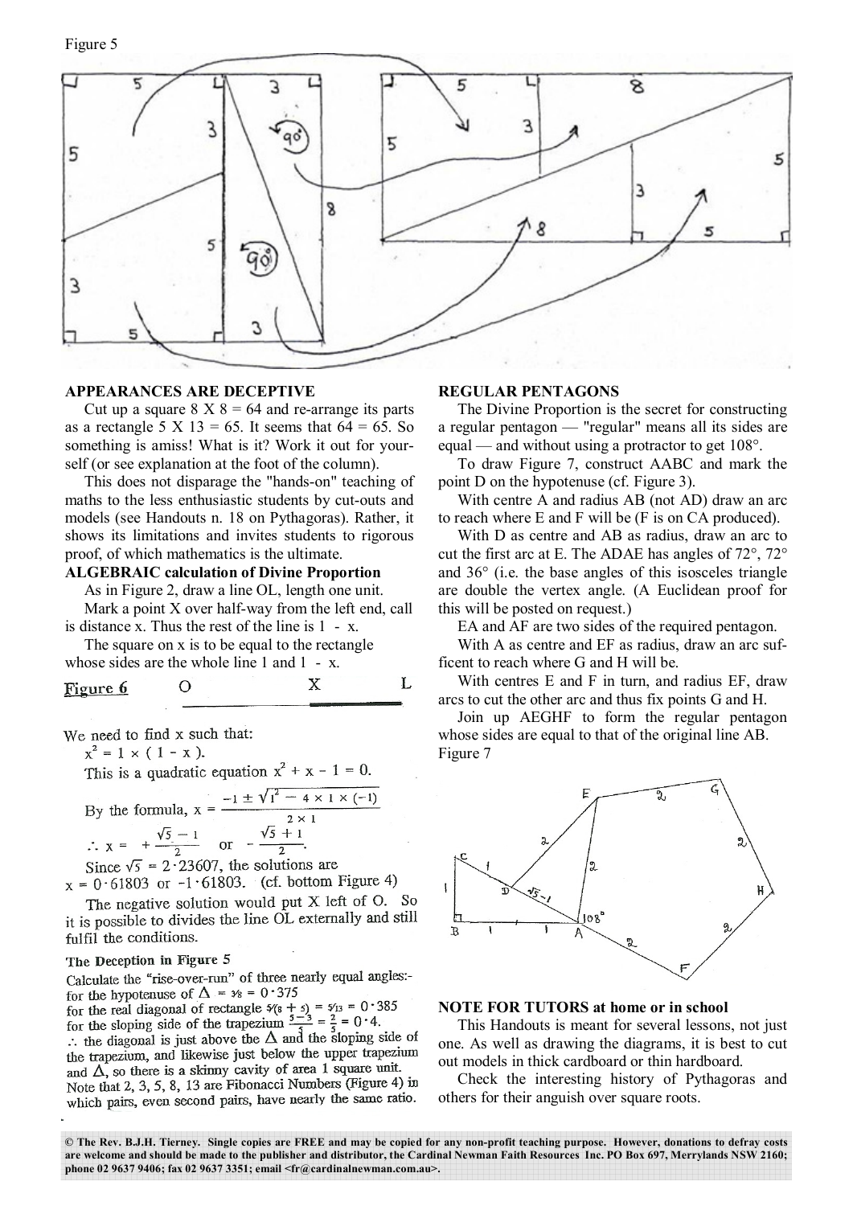Figure 5

### APPEARANCES ARE DECEPTIVE

Cut up a square 8 X 8 = 64 and re-arrange its parts as a rectangle 5 X 13 = 65. It seems that 64 = 65. So something is amiss! What is it? Work it out for yourself (or see explanation at the foot of the column).

This does not disparage the "hands-on" teaching of maths to the less enthusiastic students by cut-outs and models (see Handouts n. 18 on Pythagoras). Rather, it shows its limitations and invites students to rigorous proof, of which mathematics is the ultimate.

### ALGEBRAIC calculation of Divine Proportion

As in Figure 2, draw a line OL, length one unit.

Mark a point X over half-way from the left end, call is distance x. Thus the rest of the line is 1 - x.

The square on x is to be equal to the rectangle whose sides are the whole line 1 and 1 - x.

Figure 6 O X L

We need to find x such that:

$x^2 = 1 \times (1 - x)$.

This is a quadratic equation $x^2 + x - 1 = 0$.

By the formula, $x = \dfrac{-1 \pm \sqrt{1^2 - 4 \times 1 \times (-1)}}{2 \times 1}$

$\therefore x = +\dfrac{\sqrt{5}-1}{2}$ or $-\dfrac{\sqrt{5}+1}{2}$.

Since $\sqrt{5} = 2 \cdot 23607$, the solutions are

$x = 0 \cdot 61803$ or $-1 \cdot 61803$. (cf. bottom Figure 4)

The negative solution would put X left of O. So it is possible to divides the line OL externally and still fulfil the conditions.

### The Deception in Figure 5

Calculate the "rise-over-run" of three nearly equal angles:-

for the hypotenuse of $\Delta = 3/8 = 0 \cdot 375$

for the real diagonal of rectangle $5/(8+5) = 5/13 = 0 \cdot 385$

for the sloping side of the trapezium $\frac{5-3}{5} = \frac{2}{5} = 0 \cdot 4$.

$\therefore$ the diagonal is just above the $\Delta$ and the sloping side of the trapezium, and likewise just below the upper trapezium and $\Delta$, so there is a skinny cavity of area 1 square unit.

Note that 2, 3, 5, 8, 13 are Fibonacci Numbers (Figure 4) in which pairs, even second pairs, have nearly the same ratio.

### REGULAR PENTAGONS

The Divine Proportion is the secret for constructing a regular pentagon — "regular" means all its sides are equal — and without using a protractor to get 108°.

To draw Figure 7, construct AABC and mark the point D on the hypotenuse (cf. Figure 3).

With centre A and radius AB (not AD) draw an arc to reach where E and F will be (F is on CA produced).

With D as centre and AB as radius, draw an arc to cut the first arc at E. The ADAE has angles of 72°, 72° and 36° (i.e. the base angles of this isosceles triangle are double the vertex angle. (A Euclidean proof for this will be posted on request.)

EA and AF are two sides of the required pentagon.

With A as centre and EF as radius, draw an arc sufficent to reach where G and H will be.

With centres E and F in turn, and radius EF, draw arcs to cut the other arc and thus fix points G and H.

Join up AEGHF to form the regular pentagon whose sides are equal to that of the original line AB.

Figure 7

### NOTE FOR TUTORS at home or in school

This Handouts is meant for several lessons, not just one. As well as drawing the diagrams, it is best to cut out models in thick cardboard or thin hardboard.

Check the interesting history of Pythagoras and others for their anguish over square roots.

**© The Rev. B.J.H. Tierney. Single copies are FREE and may be copied for any non-profit teaching purpose. However, donations to defray costs are welcome and should be made to the publisher and distributor, the Cardinal Newman Faith Resources Inc. PO Box 697, Merrylands NSW 2160; phone 02 9637 9406; fax 02 9637 3351; email <fr@cardinalnewman.com.au>.**